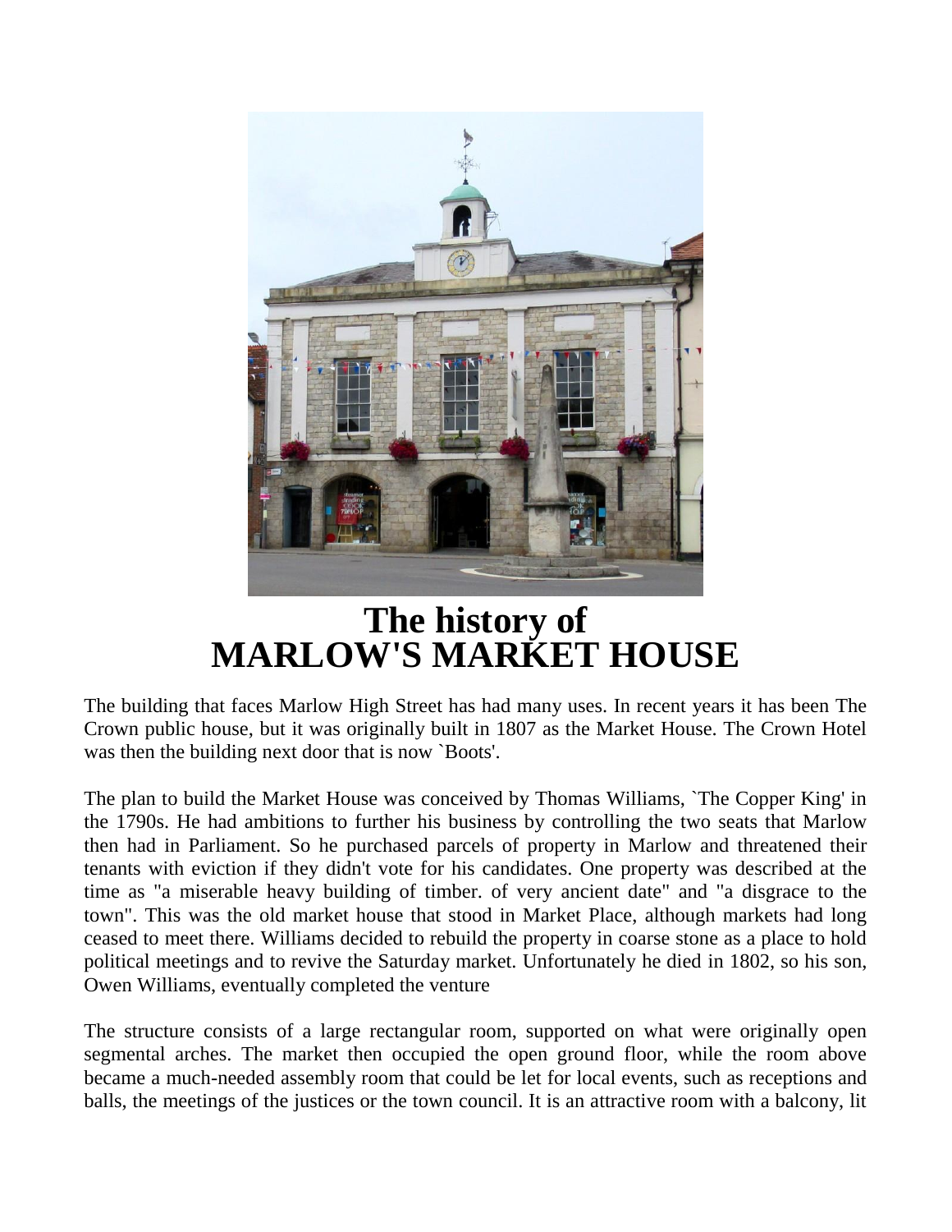# The history of MARLOW'S MARKET HOUSE

The building that faces Marlow High Street has had many uses. In recent years it has been The Crown public house, but it was originally built in 1807 as the Market House. The Crown Hotel was then the building next door that is now `Boots'.

The plan to build the Market House was conceived by Thomas Williams, `The Copper King' in the 1790s. He had ambitions to further his business by controlling the two seats that Marlow then had in Parliament. So he purchased parcels of property in Marlow and threatened their tenants with eviction if they didn't vote for his candidates. One property was described at the time as "a miserable heavy building of timber. of very ancient date" and "a disgrace to the town". This was the old market house that stood in Market Place, although markets had long ceased to meet there. Williams decided to rebuild the property in coarse stone as a place to hold political meetings and to revive the Saturday market. Unfortunately he died in 1802, so his son, Owen Williams, eventually completed the venture

The structure consists of a large rectangular room, supported on what were originally open segmental arches. The market then occupied the open ground floor, while the room above became a much-needed assembly room that could be let for local events, such as receptions and balls, the meetings of the justices or the town council. It is an attractive room with a balcony, lit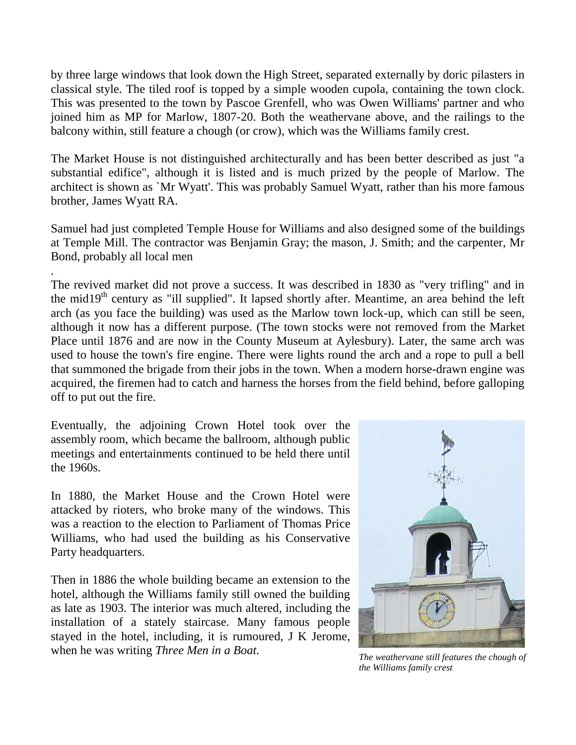by three large windows that look down the High Street, separated externally by doric pilasters in classical style. The tiled roof is topped by a simple wooden cupola, containing the town clock. This was presented to the town by Pascoe Grenfell, who was Owen Williams' partner and who joined him as MP for Marlow, 1807-20. Both the weathervane above, and the railings to the balcony within, still feature a chough (or crow), which was the Williams family crest.

The Market House is not distinguished architecturally and has been better described as just "a substantial edifice", although it is listed and is much prized by the people of Marlow. The architect is shown as `Mr Wyatt'. This was probably Samuel Wyatt, rather than his more famous brother, James Wyatt RA.

Samuel had just completed Temple House for Williams and also designed some of the buildings at Temple Mill. The contractor was Benjamin Gray; the mason, J. Smith; and the carpenter, Mr Bond, probably all local men

.

The revived market did not prove a success. It was described in 1830 as "very trifling" and in the mid19th century as "ill supplied". It lapsed shortly after. Meantime, an area behind the left arch (as you face the building) was used as the Marlow town lock-up, which can still be seen, although it now has a different purpose. (The town stocks were not removed from the Market Place until 1876 and are now in the County Museum at Aylesbury). Later, the same arch was used to house the town's fire engine. There were lights round the arch and a rope to pull a bell that summoned the brigade from their jobs in the town. When a modern horse-drawn engine was acquired, the firemen had to catch and harness the horses from the field behind, before galloping off to put out the fire.

Eventually, the adjoining Crown Hotel took over the assembly room, which became the ballroom, although public meetings and entertainments continued to be held there until the 1960s.

In 1880, the Market House and the Crown Hotel were attacked by rioters, who broke many of the windows. This was a reaction to the election to Parliament of Thomas Price Williams, who had used the building as his Conservative Party headquarters.

Then in 1886 the whole building became an extension to the hotel, although the Williams family still owned the building as late as 1903. The interior was much altered, including the installation of a stately staircase. Many famous people stayed in the hotel, including, it is rumoured, J K Jerome, when he was writing *Three Men in a Boat.*

*The weathervane still features the chough of the Williams family crest*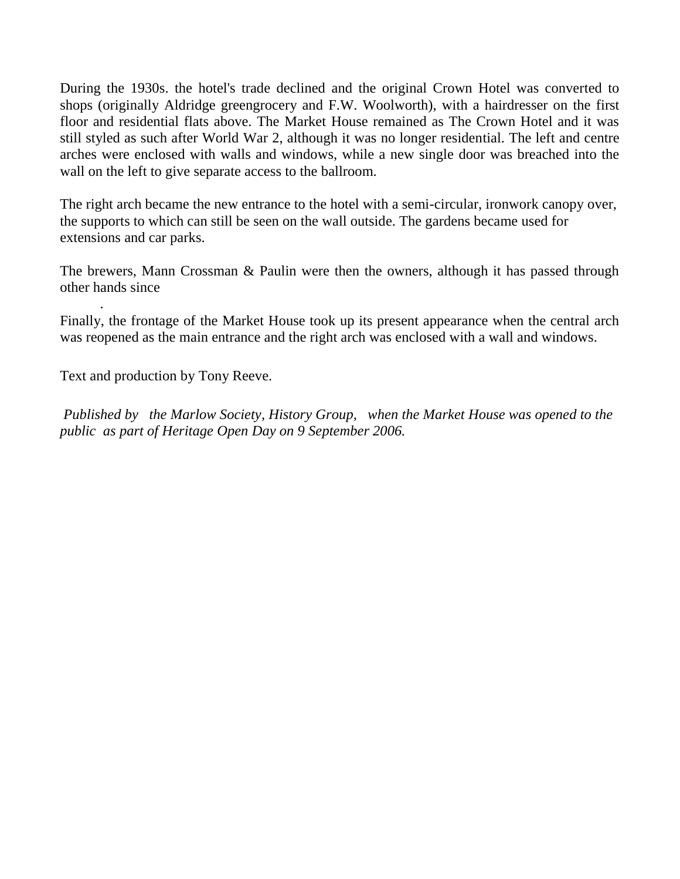During the 1930s. the hotel's trade declined and the original Crown Hotel was converted to shops (originally Aldridge greengrocery and F.W. Woolworth), with a hairdresser on the first floor and residential flats above. The Market House remained as The Crown Hotel and it was still styled as such after World War 2, although it was no longer residential. The left and centre arches were enclosed with walls and windows, while a new single door was breached into the wall on the left to give separate access to the ballroom.

The right arch became the new entrance to the hotel with a semi-circular, ironwork canopy over, the supports to which can still be seen on the wall outside. The gardens became used for extensions and car parks.

The brewers, Mann Crossman & Paulin were then the owners, although it has passed through other hands since

.

Finally, the frontage of the Market House took up its present appearance when the central arch was reopened as the main entrance and the right arch was enclosed with a wall and windows.

Text and production by Tony Reeve.

*Published by the Marlow Society, History Group, when the Market House was opened to the public as part of Heritage Open Day on 9 September 2006.*